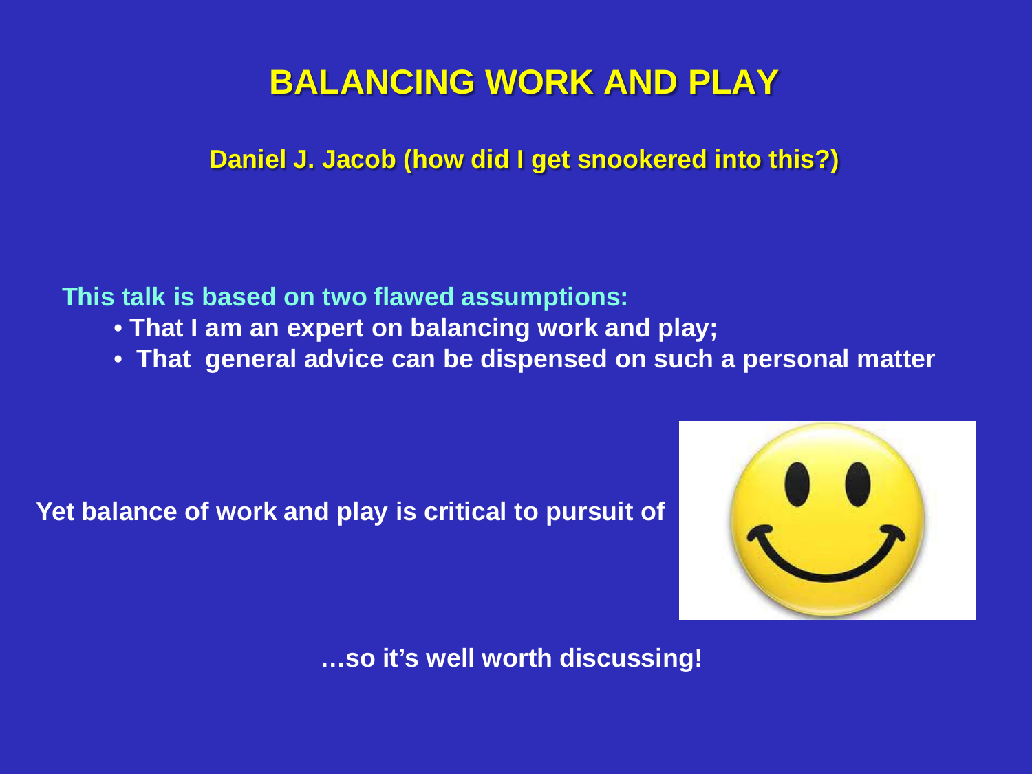# BALANCING WORK AND PLAY

**Daniel J. Jacob (how did I get snookered into this?)**

**This talk is based on two flawed assumptions:**

- **That I am an expert on balancing work and play;**
- **That general advice can be dispensed on such a personal matter**

**Yet balance of work and play is critical to pursuit of**

**…so it's well worth discussing!**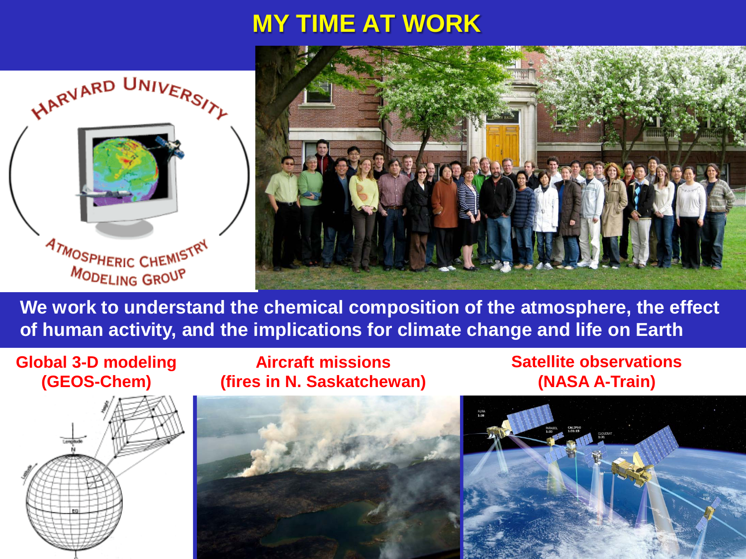# MY TIME AT WORK

**We work to understand the chemical composition of the atmosphere, the effect of human activity, and the implications for climate change and life on Earth**

**Global 3-D modeling (GEOS-Chem)**

**Aircraft missions (fires in N. Saskatchewan)**

**Satellite observations (NASA A-Train)**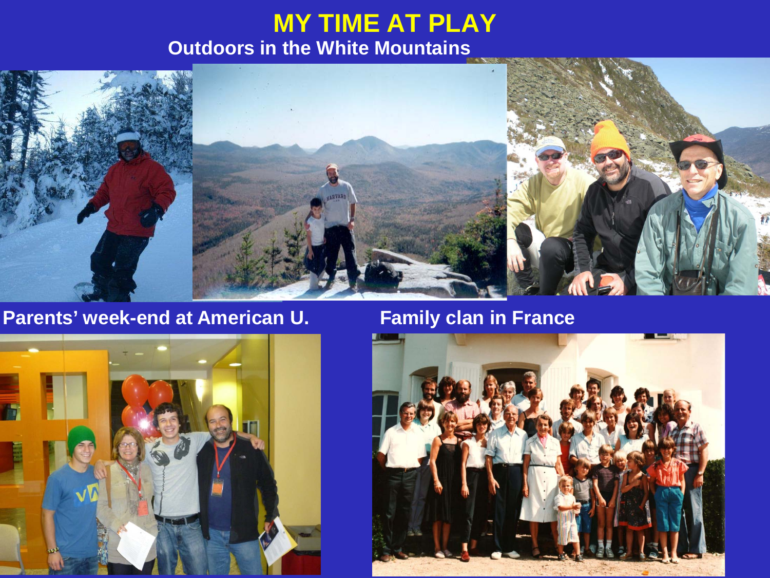# MY TIME AT PLAY

## Outdoors in the White Mountains

## Parents' week-end at American U.

## Family clan in France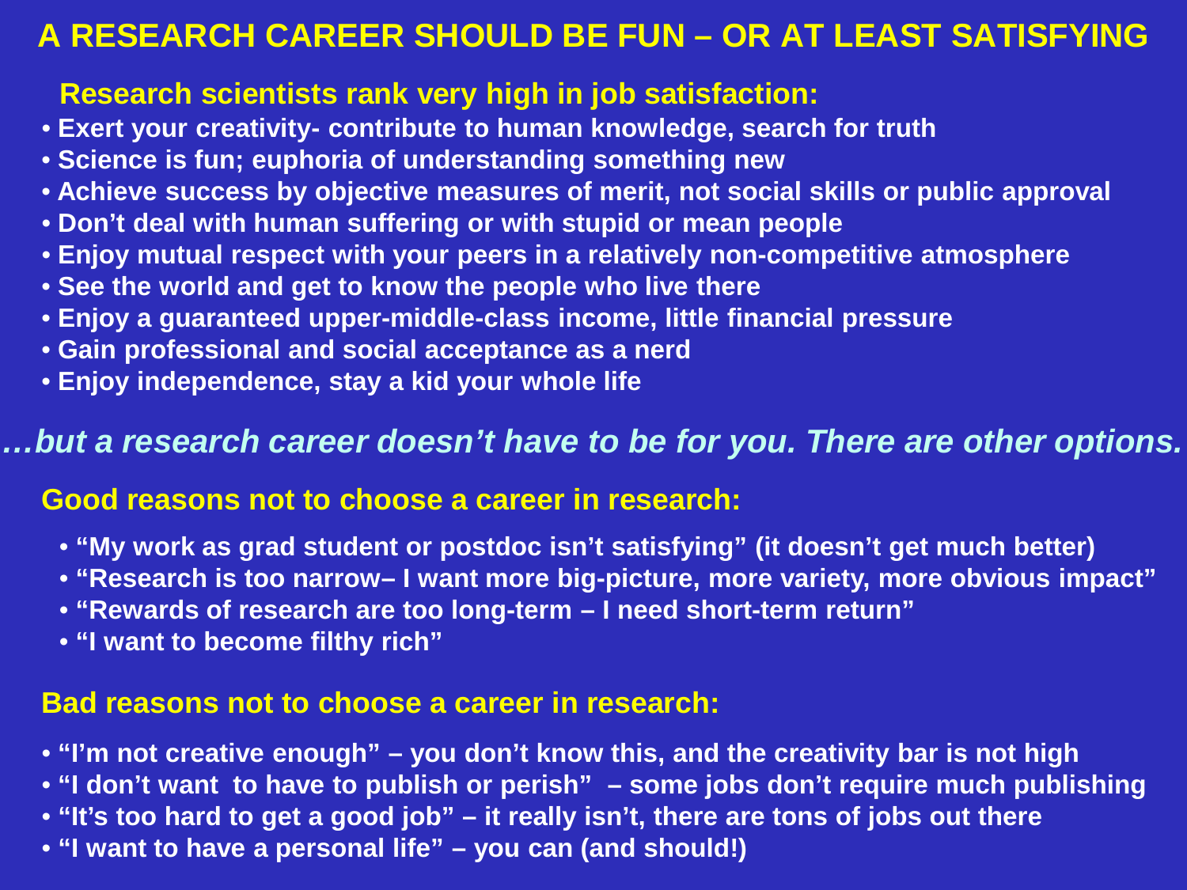# A RESEARCH CAREER SHOULD BE FUN – OR AT LEAST SATISFYING

**Research scientists rank very high in job satisfaction:**

- **Exert your creativity- contribute to human knowledge, search for truth**
- **Science is fun; euphoria of understanding something new**
- **Achieve success by objective measures of merit, not social skills or public approval**
- **Don't deal with human suffering or with stupid or mean people**
- **Enjoy mutual respect with your peers in a relatively non-competitive atmosphere**
- **See the world and get to know the people who live there**
- **Enjoy a guaranteed upper-middle-class income, little financial pressure**
- **Gain professional and social acceptance as a nerd**
- **Enjoy independence, stay a kid your whole life**

***…but a research career doesn't have to be for you. There are other options.***

**Good reasons not to choose a career in research:**

- **"My work as grad student or postdoc isn't satisfying" (it doesn't get much better)**
- **"Research is too narrow– I want more big-picture, more variety, more obvious impact"**
- **"Rewards of research are too long-term – I need short-term return"**
- **"I want to become filthy rich"**

**Bad reasons not to choose a career in research:**

- **"I'm not creative enough" – you don't know this, and the creativity bar is not high**
- **"I don't want to have to publish or perish" – some jobs don't require much publishing**
- **"It's too hard to get a good job" – it really isn't, there are tons of jobs out there**
- **"I want to have a personal life" – you can (and should!)**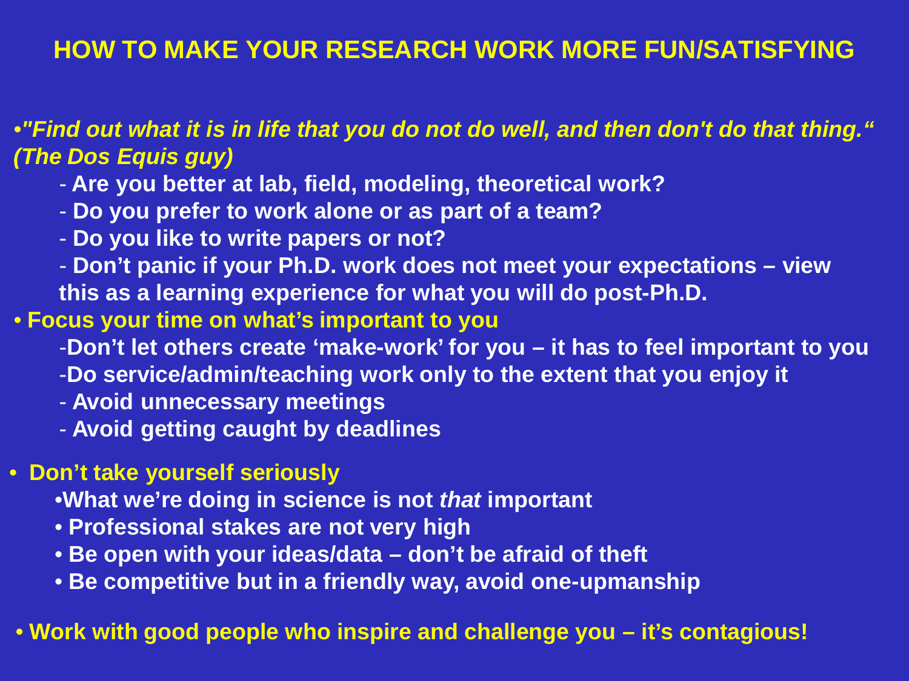# HOW TO MAKE YOUR RESEARCH WORK MORE FUN/SATISFYING

- ***"Find out what it is in life that you do not do well, and then don't do that thing." (The Dos Equis guy)***
  - **Are you better at lab, field, modeling, theoretical work?**
  - **Do you prefer to work alone or as part of a team?**
  - **Do you like to write papers or not?**
  - **Don't panic if your Ph.D. work does not meet your expectations – view this as a learning experience for what you will do post-Ph.D.**
- **Focus your time on what's important to you**
  - **Don't let others create 'make-work' for you – it has to feel important to you**
  - **Do service/admin/teaching work only to the extent that you enjoy it**
  - **Avoid unnecessary meetings**
  - **Avoid getting caught by deadlines**
- **Don't take yourself seriously**
  - **What we're doing in science is not *that* important**
  - **Professional stakes are not very high**
  - **Be open with your ideas/data – don't be afraid of theft**
  - **Be competitive but in a friendly way, avoid one-upmanship**
- **Work with good people who inspire and challenge you – it's contagious!**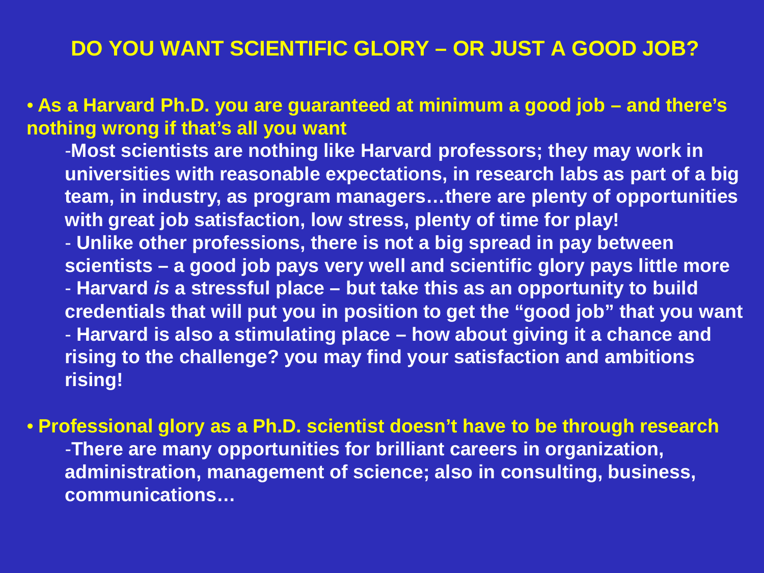## DO YOU WANT SCIENTIFIC GLORY – OR JUST A GOOD JOB?

- **As a Harvard Ph.D. you are guaranteed at minimum a good job – and there's nothing wrong if that's all you want**
  - **Most scientists are nothing like Harvard professors; they may work in universities with reasonable expectations, in research labs as part of a big team, in industry, as program managers…there are plenty of opportunities with great job satisfaction, low stress, plenty of time for play!**
  - **Unlike other professions, there is not a big spread in pay between scientists – a good job pays very well and scientific glory pays little more**
  - **Harvard *is* a stressful place – but take this as an opportunity to build credentials that will put you in position to get the "good job" that you want**
  - **Harvard is also a stimulating place – how about giving it a chance and rising to the challenge? you may find your satisfaction and ambitions rising!**

- **Professional glory as a Ph.D. scientist doesn't have to be through research**
  - **There are many opportunities for brilliant careers in organization, administration, management of science; also in consulting, business, communications…**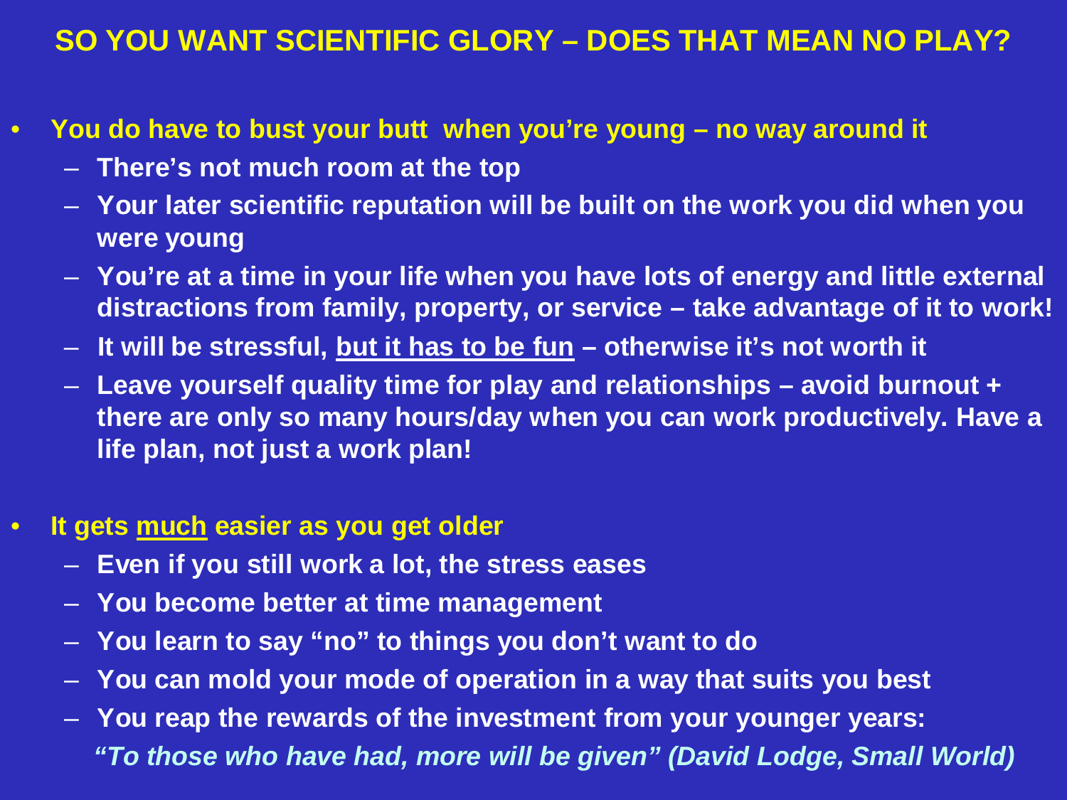# SO YOU WANT SCIENTIFIC GLORY – DOES THAT MEAN NO PLAY?

- **You do have to bust your butt when you're young – no way around it**
  - **There's not much room at the top**
  - **Your later scientific reputation will be built on the work you did when you were young**
  - **You're at a time in your life when you have lots of energy and little external distractions from family, property, or service – take advantage of it to work!**
  - **It will be stressful, <u>but it has to be fun</u> – otherwise it's not worth it**
  - **Leave yourself quality time for play and relationships – avoid burnout + there are only so many hours/day when you can work productively. Have a life plan, not just a work plan!**

- **It gets <u>much</u> easier as you get older**
  - **Even if you still work a lot, the stress eases**
  - **You become better at time management**
  - **You learn to say "no" to things you don't want to do**
  - **You can mold your mode of operation in a way that suits you best**
  - **You reap the rewards of the investment from your younger years:**

    ***"To those who have had, more will be given" (David Lodge, Small World)***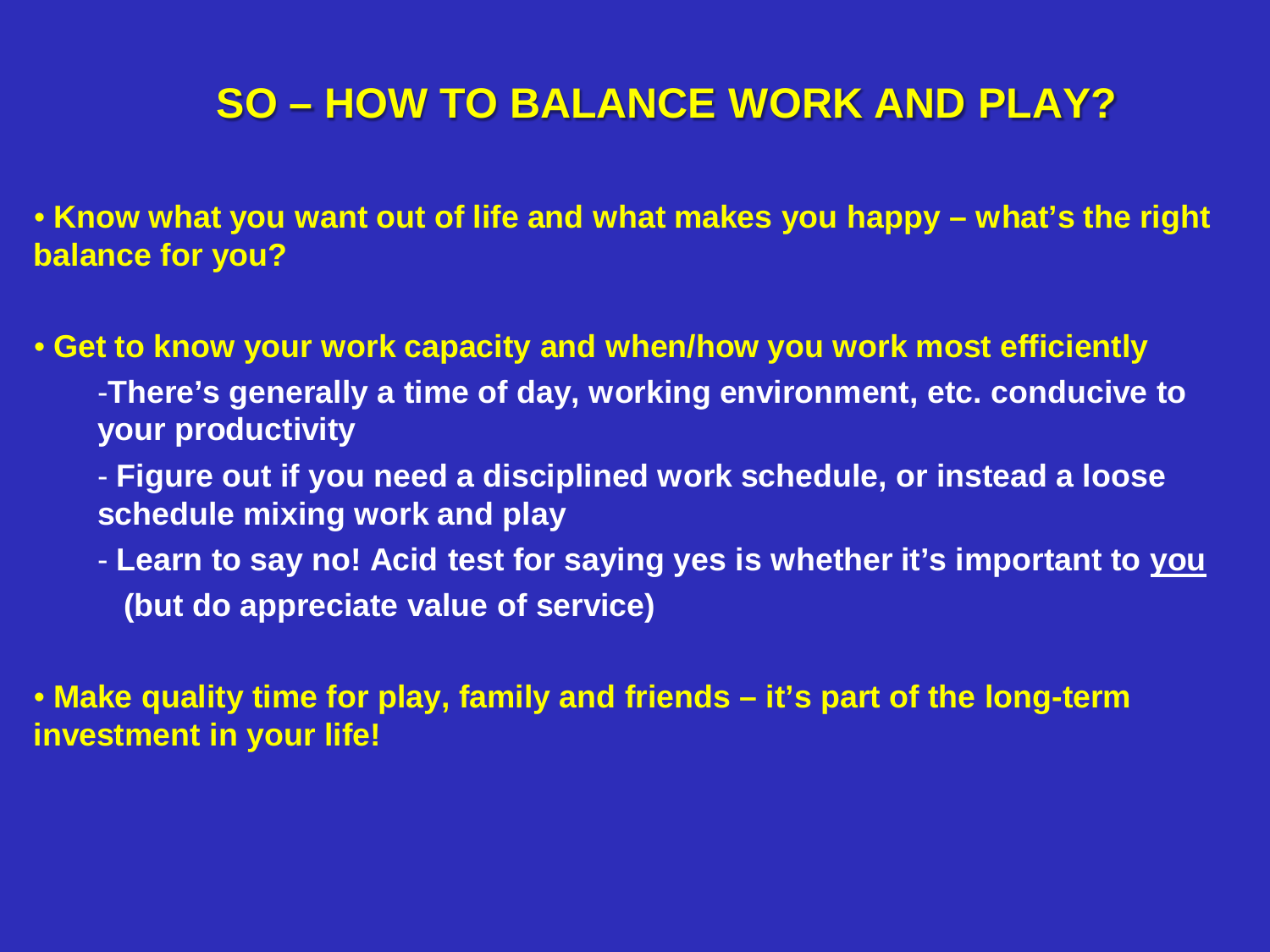# SO – HOW TO BALANCE WORK AND PLAY?

- **Know what you want out of life and what makes you happy – what's the right balance for you?**

- **Get to know your work capacity and when/how you work most efficiently**
  - **There's generally a time of day, working environment, etc. conducive to your productivity**
  - **Figure out if you need a disciplined work schedule, or instead a loose schedule mixing work and play**
  - **Learn to say no! Acid test for saying yes is whether it's important to <u>you</u> (but do appreciate value of service)**

- **Make quality time for play, family and friends – it's part of the long-term investment in your life!**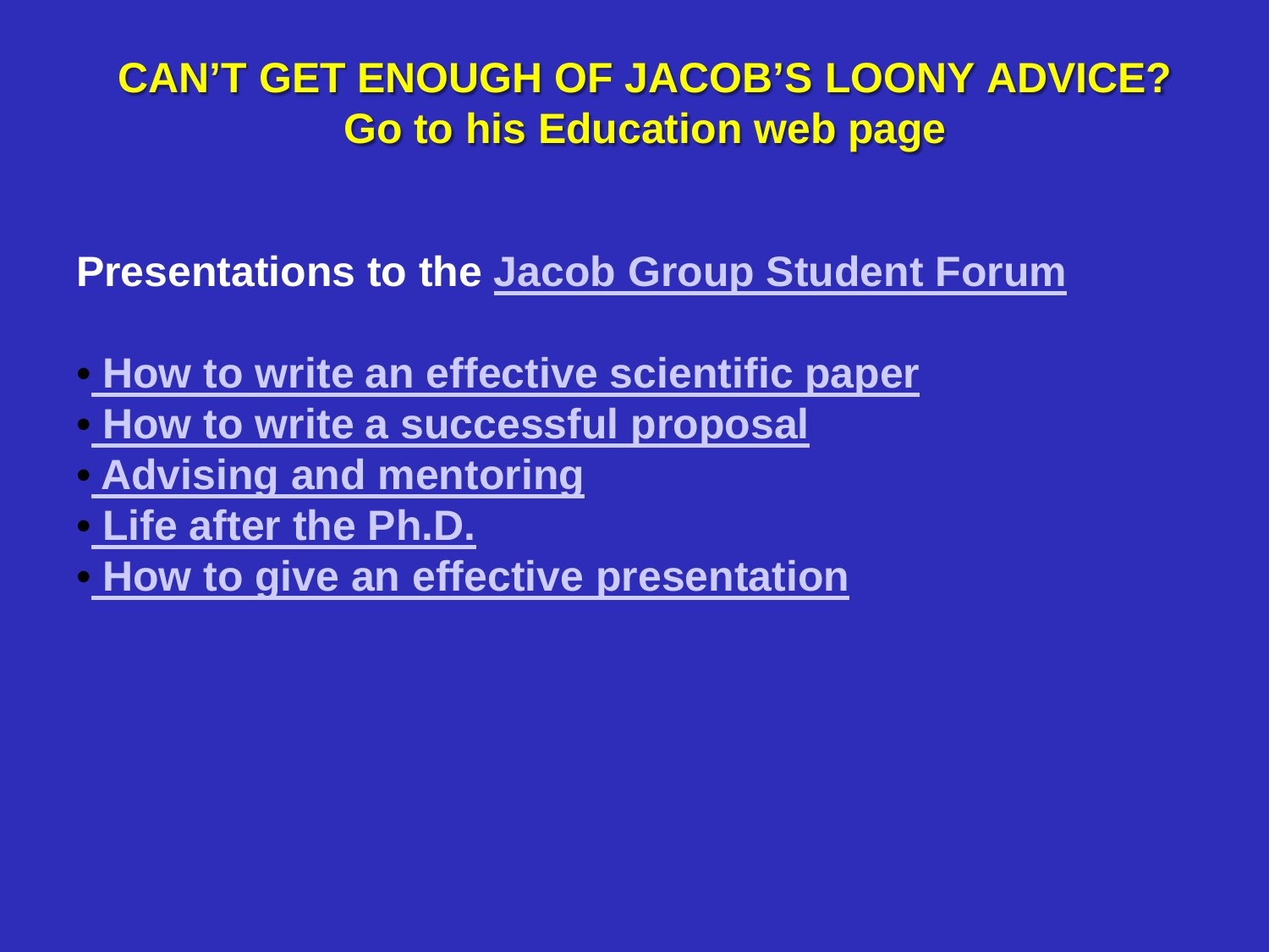# CAN'T GET ENOUGH OF JACOB'S LOONY ADVICE?
## Go to his Education web page

**Presentations to the Jacob Group Student Forum**

- **How to write an effective scientific paper**
- **How to write a successful proposal**
- **Advising and mentoring**
- **Life after the Ph.D.**
- **How to give an effective presentation**